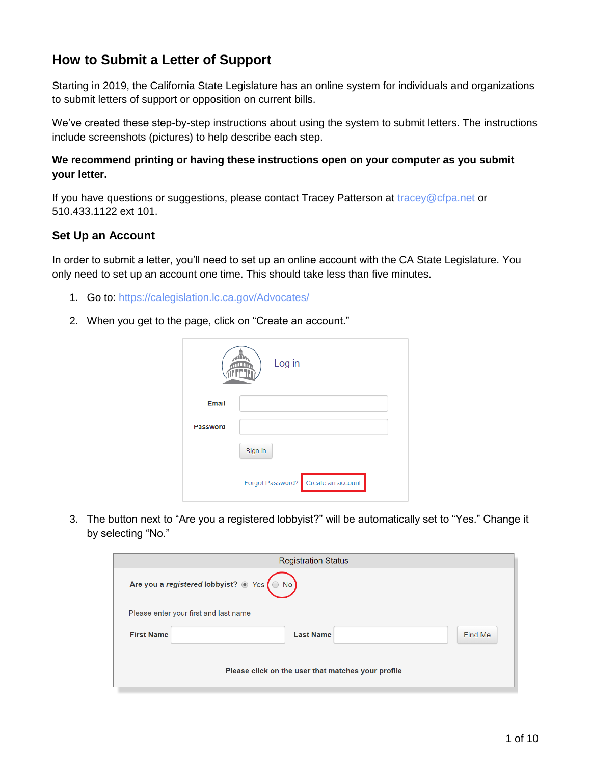## How to Submit a Letter of Support

Starting in 2019, the California State Legislature has an online system for individuals and organizations to submit letters of support or opposition on current bills.

We've created these step-by-step instructions about using the system to submit letters. The instructions include screenshots (pictures) to help describe each step.

**We recommend printing or having these instructions open on your computer as you submit your letter.**

If you have questions or suggestions, please contact Tracey Patterson at tracey@cfpa.net or 510.433.1122 ext 101.

### Set Up an Account

In order to submit a letter, you'll need to set up an online account with the CA State Legislature. You only need to set up an account one time. This should take less than five minutes.

1. Go to: https://calegislation.lc.ca.gov/Advocates/
2. When you get to the page, click on "Create an account."
3. The button next to "Are you a registered lobbyist?" will be automatically set to "Yes." Change it by selecting "No."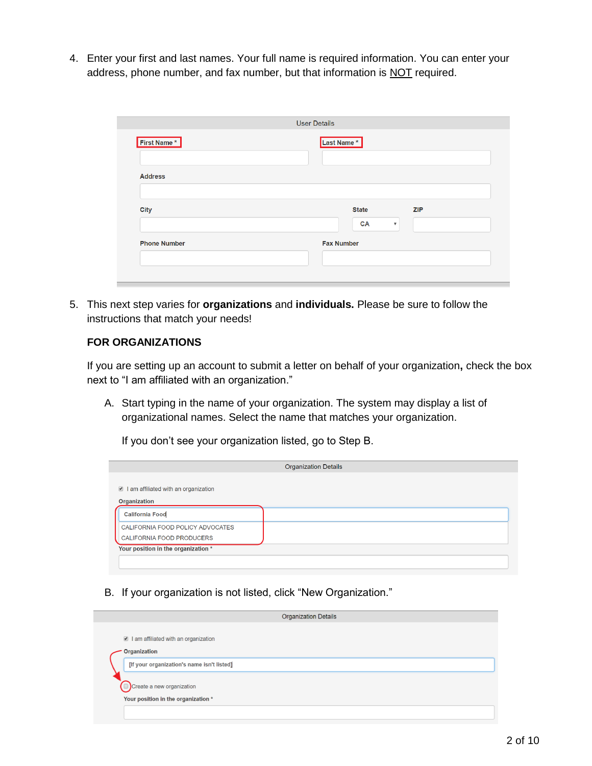4. Enter your first and last names. Your full name is required information. You can enter your address, phone number, and fax number, but that information is NOT required.

User Details

First Name * | Last Name *

Address

City | State (CA) | ZIP

Phone Number | Fax Number

5. This next step varies for **organizations** and **individuals.** Please be sure to follow the instructions that match your needs!

**FOR ORGANIZATIONS**

If you are setting up an account to submit a letter on behalf of your organization**,** check the box next to "I am affiliated with an organization."

A. Start typing in the name of your organization. The system may display a list of organizational names. Select the name that matches your organization.

   If you don't see your organization listed, go to Step B.

Organization Details

☑ I am affiliated with an organization

Organization

California Food

CALIFORNIA FOOD POLICY ADVOCATES

CALIFORNIA FOOD PRODUCERS

Your position in the organization *

B. If your organization is not listed, click "New Organization."

Organization Details

☑ I am affiliated with an organization

Organization

[If your organization's name isn't listed]

☐ Create a new organization

Your position in the organization *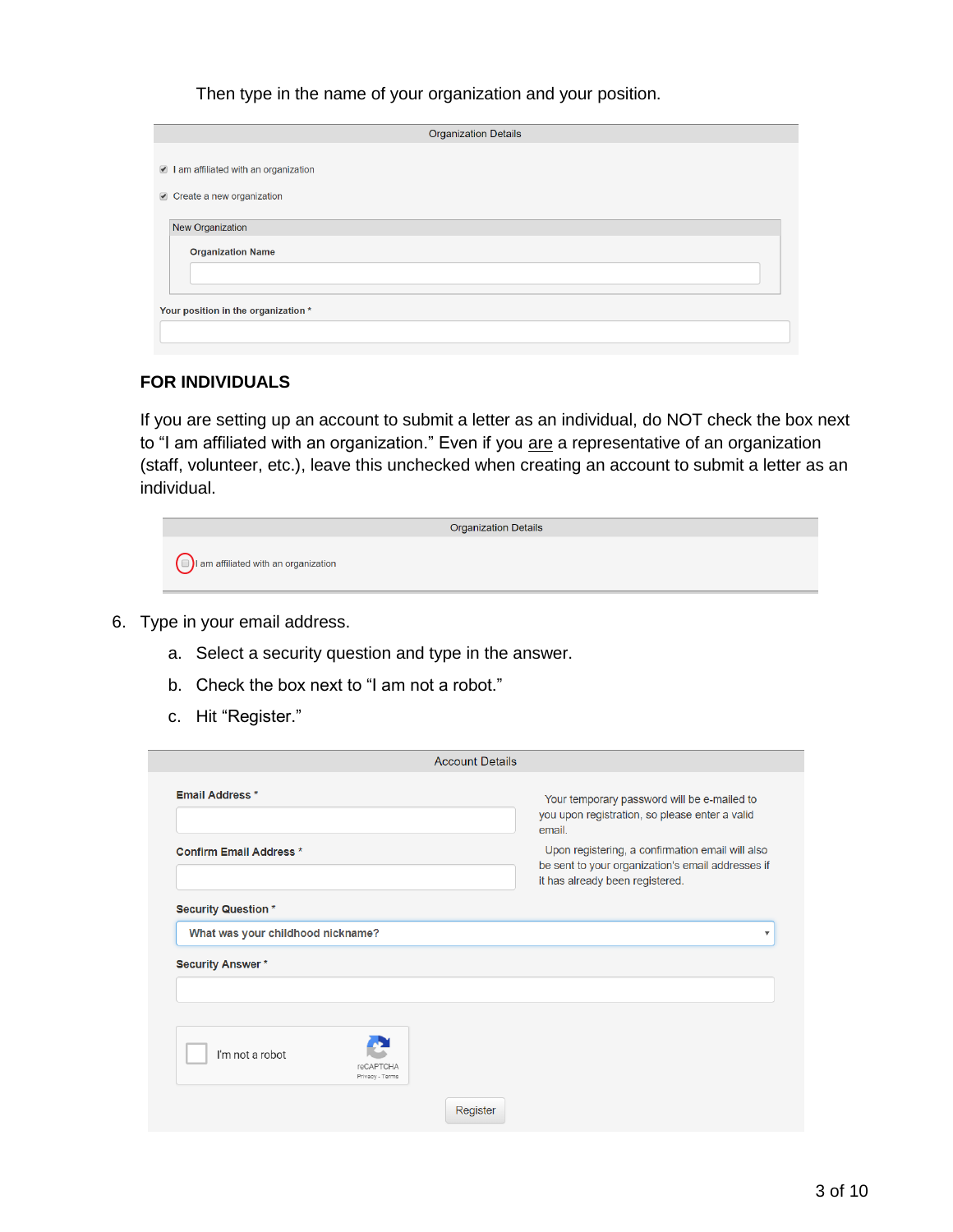Then type in the name of your organization and your position.

Organization Details

- [x] I am affiliated with an organization
- [x] Create a new organization

New Organization

**Organization Name**

**Your position in the organization** *

### FOR INDIVIDUALS

If you are setting up an account to submit a letter as an individual, do NOT check the box next to "I am affiliated with an organization." Even if you are a representative of an organization (staff, volunteer, etc.), leave this unchecked when creating an account to submit a letter as an individual.

Organization Details

- [ ] I am affiliated with an organization

6. Type in your email address.
   a. Select a security question and type in the answer.
   b. Check the box next to "I am not a robot."
   c. Hit "Register."

Account Details

**Email Address** *

**Confirm Email Address** *

Your temporary password will be e-mailed to you upon registration, so please enter a valid email.

Upon registering, a confirmation email will also be sent to your organization's email addresses if it has already been registered.

**Security Question** *

What was your childhood nickname?

**Security Answer** *

I'm not a robot

reCAPTCHA
Privacy - Terms

Register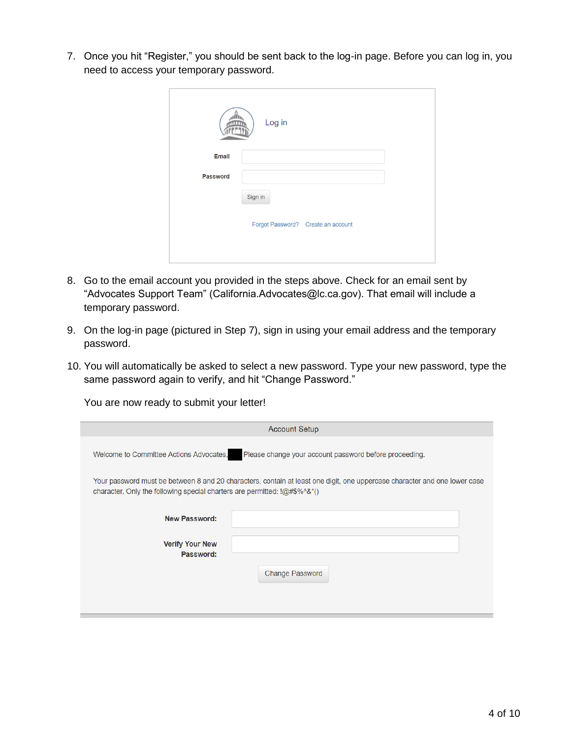7. Once you hit “Register,” you should be sent back to the log-in page. Before you can log in, you need to access your temporary password.

Log in

Email

Password

Sign in

Forgot Password? Create an account

8. Go to the email account you provided in the steps above. Check for an email sent by “Advocates Support Team” (California.Advocates@lc.ca.gov). That email will include a temporary password.

9. On the log-in page (pictured in Step 7), sign in using your email address and the temporary password.

10. You will automatically be asked to select a new password. Type your new password, type the same password again to verify, and hit “Change Password.”

    You are now ready to submit your letter!

Account Setup

Welcome to Committee Actions Advocates, Please change your account password before proceeding.

Your password must be between 8 and 20 characters, contain at least one digit, one uppercase character and one lower case character. Only the following special charters are permitted: !@#$%^&*()

New Password:

Verify Your New Password:

Change Password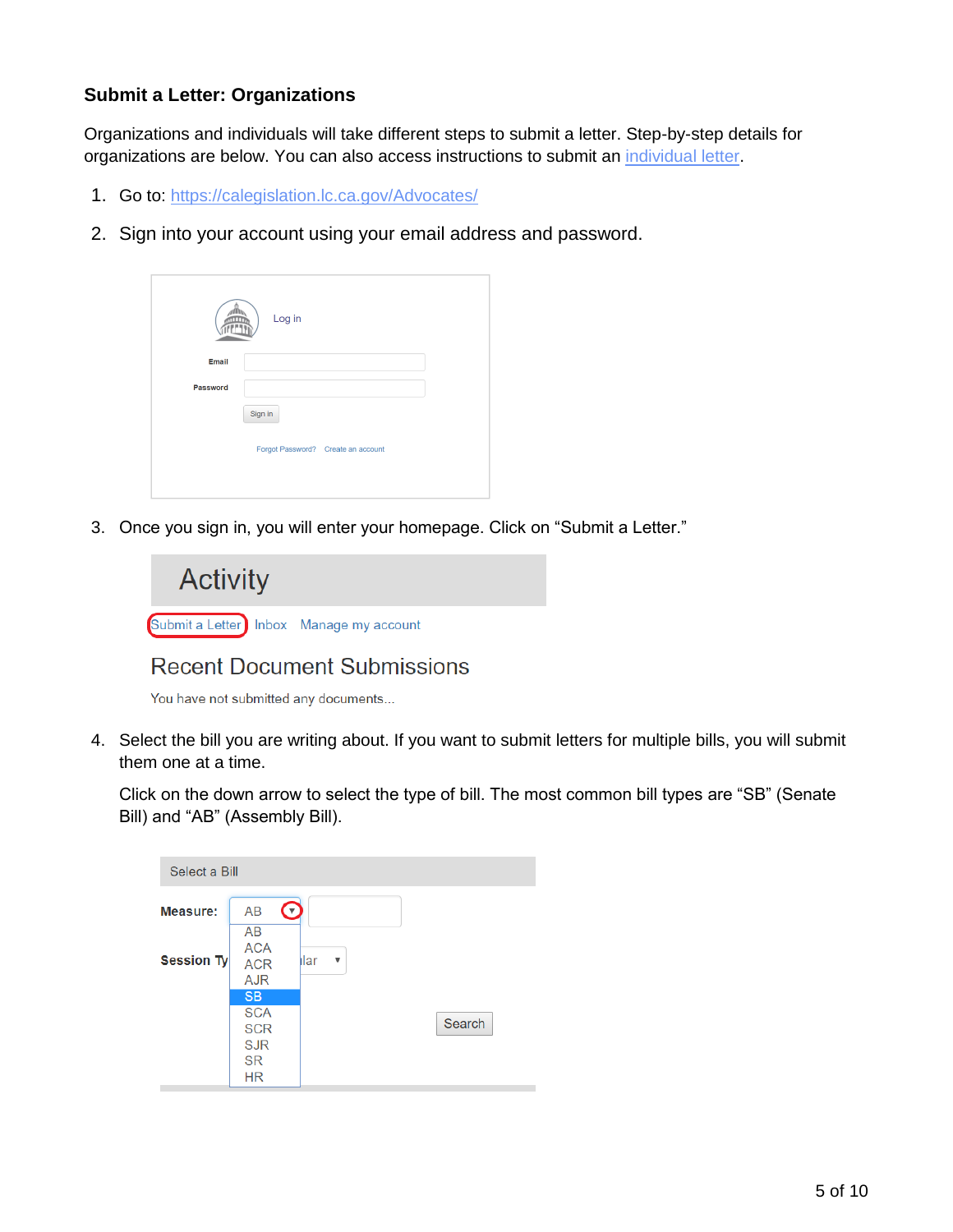### Submit a Letter: Organizations

Organizations and individuals will take different steps to submit a letter. Step-by-step details for organizations are below. You can also access instructions to submit an individual letter.

1. Go to: https://calegislation.lc.ca.gov/Advocates/
2. Sign into your account using your email address and password.
3. Once you sign in, you will enter your homepage. Click on "Submit a Letter."
4. Select the bill you are writing about. If you want to submit letters for multiple bills, you will submit them one at a time.

   Click on the down arrow to select the type of bill. The most common bill types are "SB" (Senate Bill) and "AB" (Assembly Bill).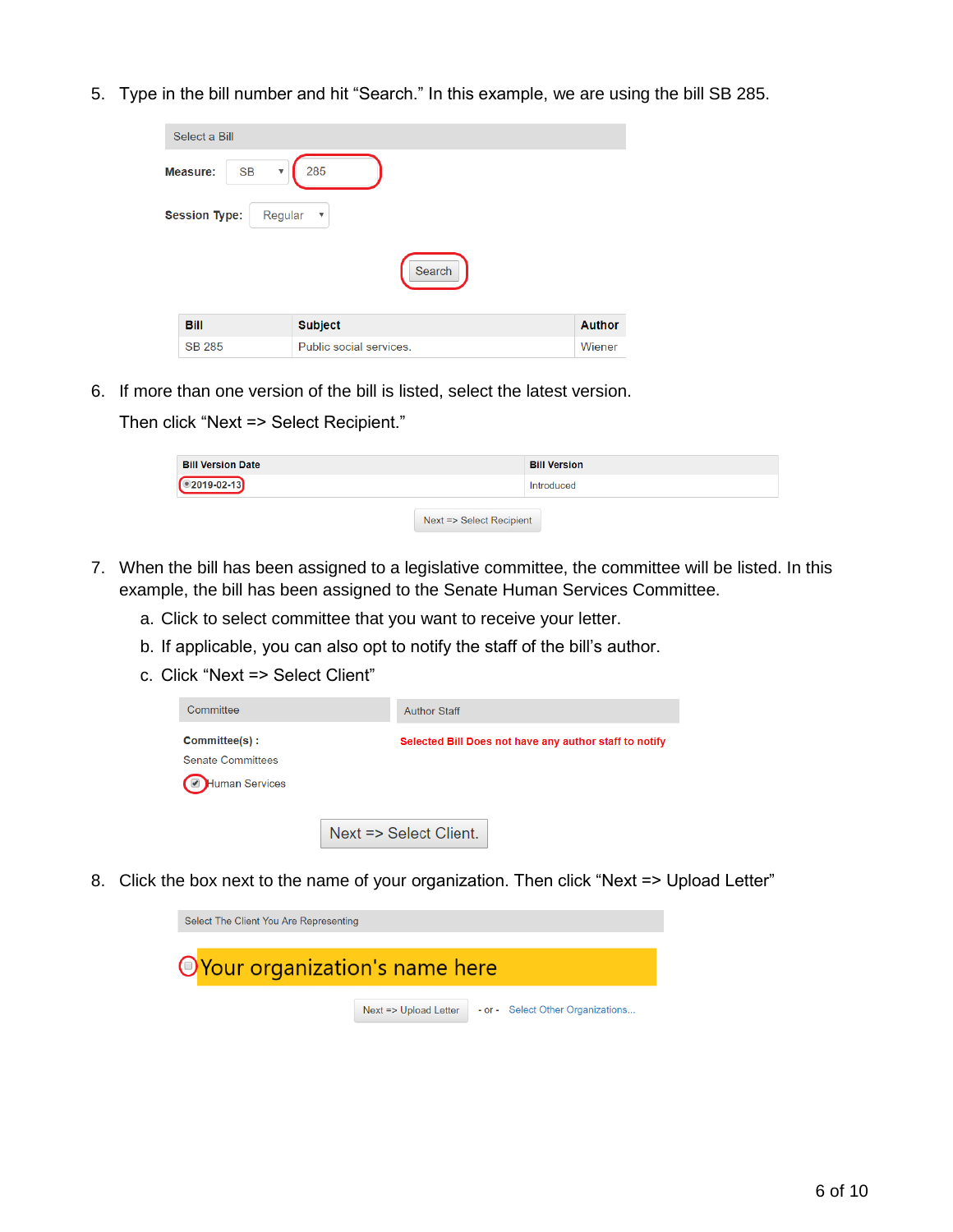5. Type in the bill number and hit "Search." In this example, we are using the bill SB 285.

Select a Bill

**Measure:** SB 285

**Session Type:** Regular

Search

| Bill | Subject | Author |
|---|---|---|
| SB 285 | Public social services. | Wiener |

6. If more than one version of the bill is listed, select the latest version.

   Then click "Next => Select Recipient."

| Bill Version Date | Bill Version |
|---|---|
| 2019-02-13 | Introduced |

Next => Select Recipient

7. When the bill has been assigned to a legislative committee, the committee will be listed. In this example, the bill has been assigned to the Senate Human Services Committee.
   a. Click to select committee that you want to receive your letter.
   b. If applicable, you can also opt to notify the staff of the bill's author.
   c. Click "Next => Select Client"

| Committee | Author Staff |
|---|---|
| **Committee(s) :** Senate Committees ☑ Human Services | **Selected Bill Does not have any author staff to notify** |

Next => Select Client.

8. Click the box next to the name of your organization. Then click "Next => Upload Letter"

Select The Client You Are Representing

☐ Your organization's name here

Next => Upload Letter - or - Select Other Organizations...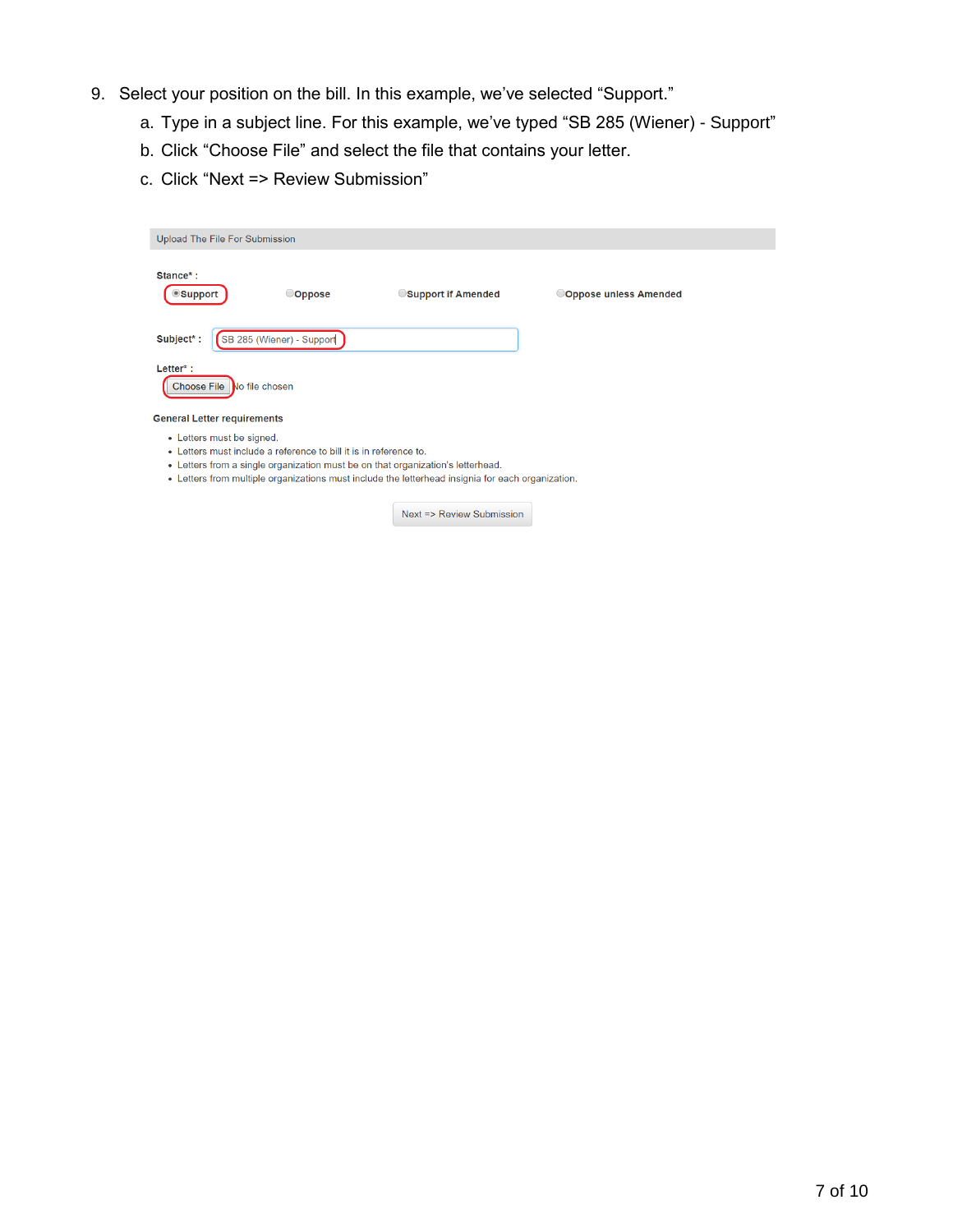9. Select your position on the bill. In this example, we've selected "Support."
   a. Type in a subject line. For this example, we've typed "SB 285 (Wiener) - Support"
   b. Click "Choose File" and select the file that contains your letter.
   c. Click "Next => Review Submission"

Upload The File For Submission

Stance* :

Support   Oppose   Support if Amended   Oppose unless Amended

Subject* : SB 285 (Wiener) - Support

Letter* :

Choose File No file chosen

**General Letter requirements**

- Letters must be signed.
- Letters must include a reference to bill it is in reference to.
- Letters from a single organization must be on that organization's letterhead.
- Letters from multiple organizations must include the letterhead insignia for each organization.

Next => Review Submission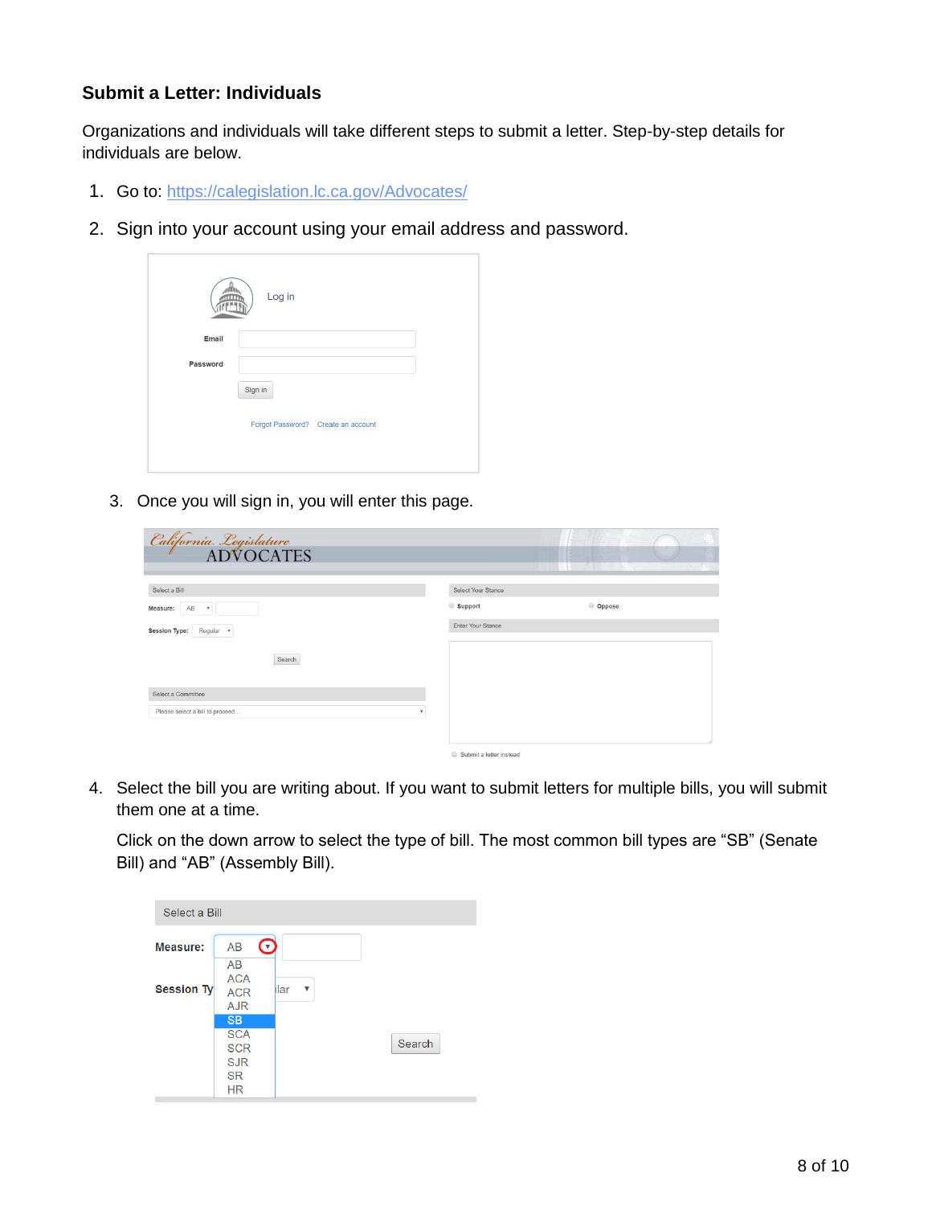### Submit a Letter: Individuals

Organizations and individuals will take different steps to submit a letter. Step-by-step details for individuals are below.

1. Go to: https://calegislation.lc.ca.gov/Advocates/
2. Sign into your account using your email address and password.

3. Once you will sign in, you will enter this page.

4. Select the bill you are writing about. If you want to submit letters for multiple bills, you will submit them one at a time.

   Click on the down arrow to select the type of bill. The most common bill types are "SB" (Senate Bill) and "AB" (Assembly Bill).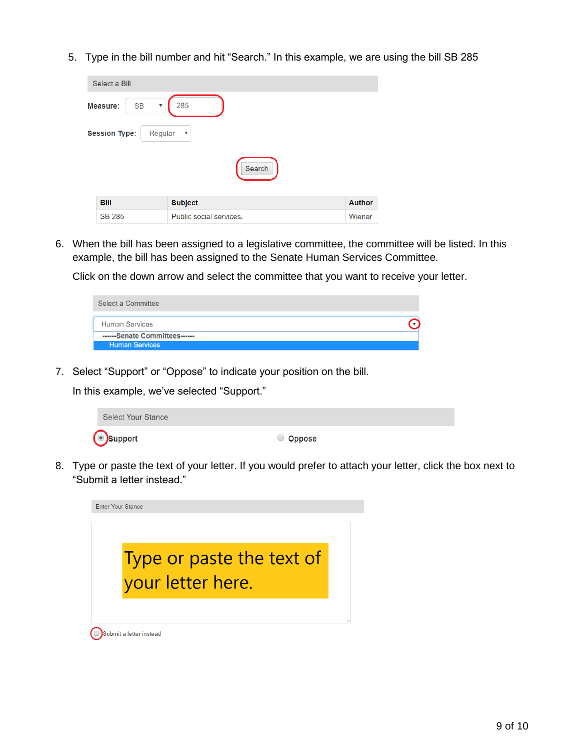5. Type in the bill number and hit "Search." In this example, we are using the bill SB 285

Select a Bill

**Measure:** SB 285

**Session Type:** Regular

Search

| Bill | Subject | Author |
|---|---|---|
| SB 285 | Public social services. | Wiener |

6. When the bill has been assigned to a legislative committee, the committee will be listed. In this example, the bill has been assigned to the Senate Human Services Committee.

   Click on the down arrow and select the committee that you want to receive your letter.

Select a Committee

Human Services

------Senate Committees------

Human Services

7. Select "Support" or "Oppose" to indicate your position on the bill.

   In this example, we've selected "Support."

Select Your Stance

Support Oppose

8. Type or paste the text of your letter. If you would prefer to attach your letter, click the box next to "Submit a letter instead."

Enter Your Stance

Type or paste the text of your letter here.

Submit a letter instead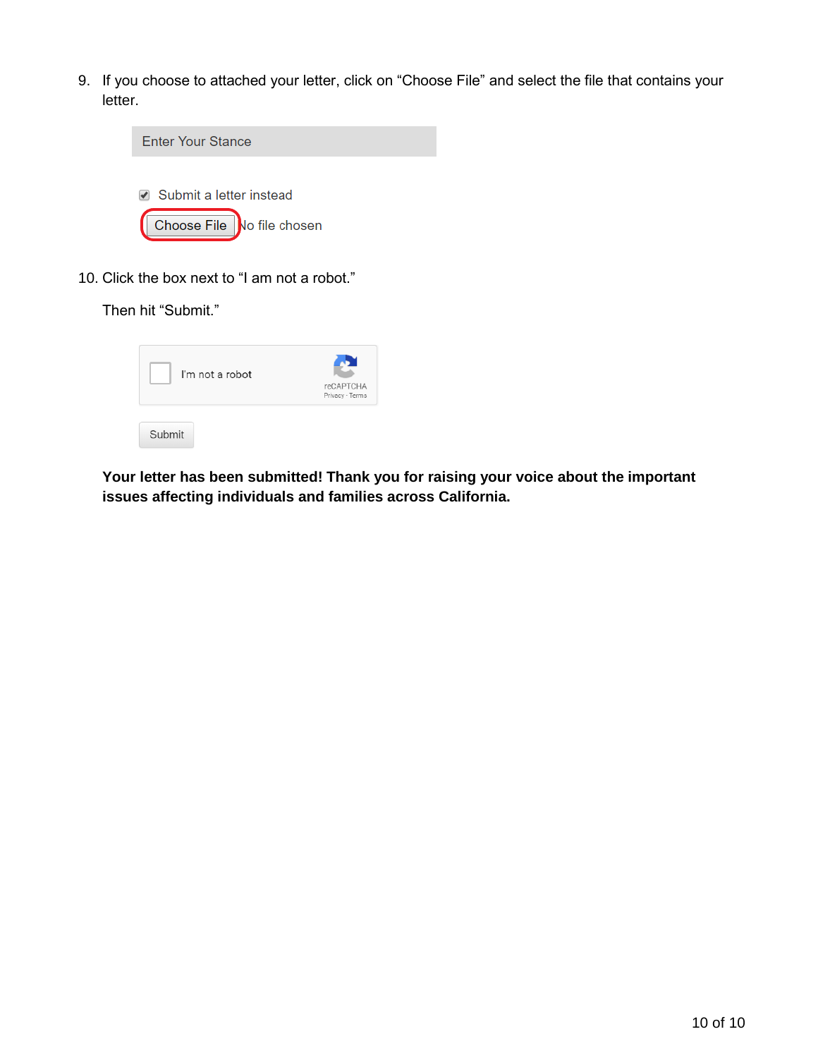9. If you choose to attached your letter, click on “Choose File” and select the file that contains your letter.

   Enter Your Stance

   Submit a letter instead

   Choose File No file chosen

10. Click the box next to “I am not a robot.”

    Then hit “Submit.”

    I'm not a robot

    reCAPTCHA
    Privacy - Terms

    Submit

**Your letter has been submitted! Thank you for raising your voice about the important issues affecting individuals and families across California.**